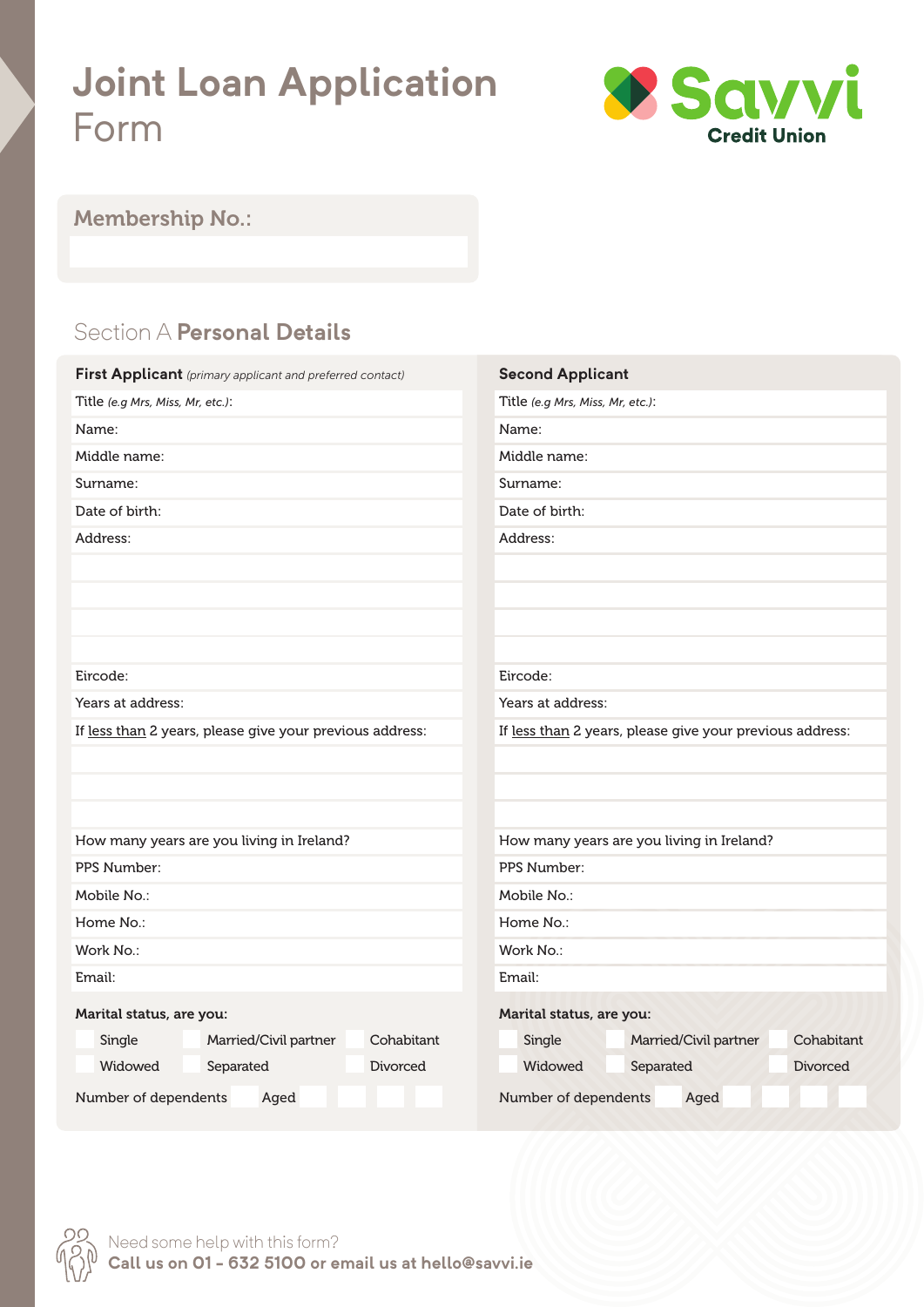# Joint Loan Application Form

Savvi Credit Union

**Membership No.:**

## Section A Personal Details

| **First Applicant** *(primary applicant and preferred contact)* | **Second Applicant** |
|---|---|
| Title *(e.g Mrs, Miss, Mr, etc.)*: | Title *(e.g Mrs, Miss, Mr, etc.)*: |
| Name: | Name: |
| Middle name: | Middle name: |
| Surname: | Surname: |
| Date of birth: | Date of birth: |
| Address: | Address: |
| | |
| | |
| | |
| | |
| Eircode: | Eircode: |
| Years at address: | Years at address: |
| If less than 2 years, please give your previous address: | If less than 2 years, please give your previous address: |
| | |
| | |
| | |
| How many years are you living in Ireland? | How many years are you living in Ireland? |
| PPS Number: | PPS Number: |
| Mobile No.: | Mobile No.: |
| Home No.: | Home No.: |
| Work No.: | Work No.: |
| Email: | Email: |

**First Applicant – Marital status, are you:**

- ☐ Single ☐ Married/Civil partner ☐ Cohabitant
- ☐ Widowed ☐ Separated ☐ Divorced

Number of dependents ☐ Aged ☐ ☐ ☐ ☐

**Second Applicant – Marital status, are you:**

- ☐ Single ☐ Married/Civil partner ☐ Cohabitant
- ☐ Widowed ☐ Separated ☐ Divorced

Number of dependents ☐ Aged ☐ ☐ ☐ ☐

Need some help with this form?
**Call us on 01 - 632 5100 or email us at hello@savvi.ie**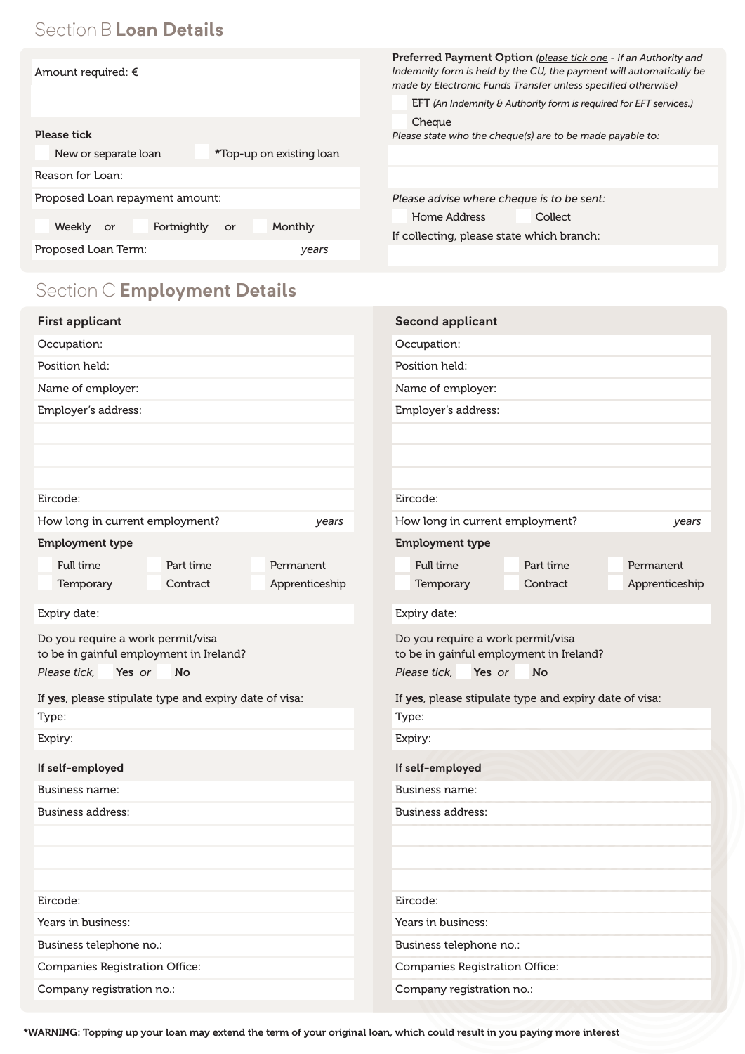## Section B **Loan Details**

Amount required: €

**Please tick**

☐ New or separate loan ☐ *Top-up on existing loan

Reason for Loan:

Proposed Loan repayment amount:

☐ Weekly or ☐ Fortnightly or ☐ Monthly

Proposed Loan Term: *years*

**Preferred Payment Option** *(please tick one - if an Authority and Indemnity form is held by the CU, the payment will automatically be made by Electronic Funds Transfer unless specified otherwise)*

☐ EFT *(An Indemnity & Authority form is required for EFT services.)*

☐ Cheque

*Please state who the cheque(s) are to be made payable to:*

*Please advise where cheque is to be sent:*

☐ Home Address ☐ Collect

If collecting, please state which branch:

## Section C **Employment Details**

### First applicant

Occupation:

Position held:

Name of employer:

Employer's address:

Eircode:

How long in current employment? *years*

**Employment type**

☐ Full time ☐ Part time ☐ Permanent

☐ Temporary ☐ Contract ☐ Apprenticeship

Expiry date:

Do you require a work permit/visa to be in gainful employment in Ireland?

*Please tick,* ☐ **Yes** *or* ☐ **No**

If **yes**, please stipulate type and expiry date of visa:

Type:

Expiry:

**If self-employed**

Business name:

Business address:

Eircode:

Years in business:

Business telephone no.:

Companies Registration Office:

Company registration no.:

### Second applicant

Occupation:

Position held:

Name of employer:

Employer's address:

Eircode:

How long in current employment? *years*

**Employment type**

☐ Full time ☐ Part time ☐ Permanent

☐ Temporary ☐ Contract ☐ Apprenticeship

Expiry date:

Do you require a work permit/visa to be in gainful employment in Ireland?

*Please tick,* ☐ **Yes** *or* ☐ **No**

If **yes**, please stipulate type and expiry date of visa:

Type:

Expiry:

**If self-employed**

Business name:

Business address:

Eircode:

Years in business:

Business telephone no.:

Companies Registration Office:

Company registration no.:

**\*WARNING: Topping up your loan may extend the term of your original loan, which could result in you paying more interest**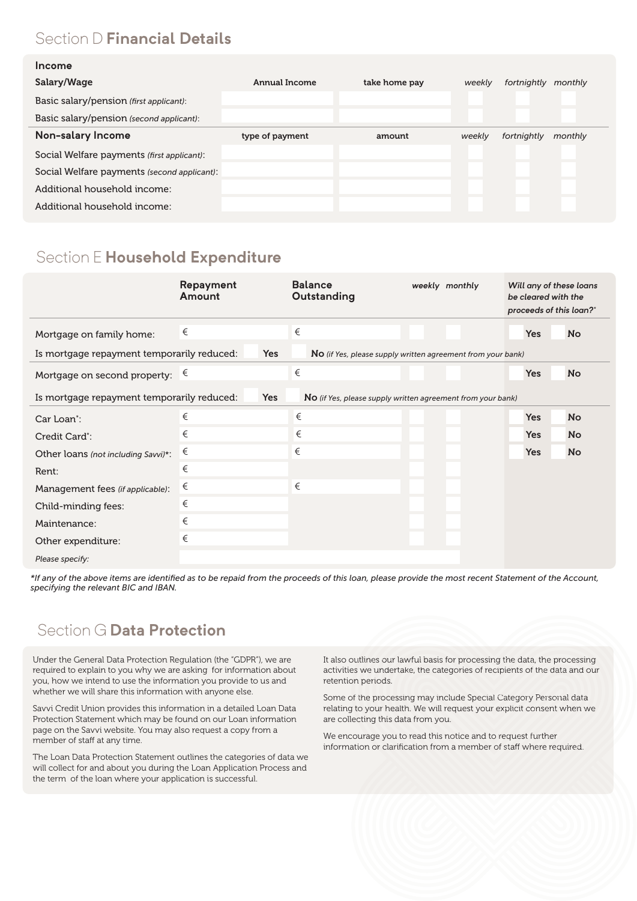## Section D **Financial Details**

| **Income** | | | | | |
|---|---|---|---|---|---|
| **Salary/Wage** | **Annual Income** | **take home pay** | *weekly* | *fortnightly* | *monthly* |
| Basic salary/pension *(first applicant)*: | | | | | |
| Basic salary/pension *(second applicant)*: | | | | | |
| **Non-salary Income** | **type of payment** | **amount** | *weekly* | *fortnightly* | *monthly* |
| Social Welfare payments *(first applicant)*: | | | | | |
| Social Welfare payments *(second applicant)*: | | | | | |
| Additional household income: | | | | | |
| Additional household income: | | | | | |

## Section E **Household Expenditure**

| | **Repayment Amount** | **Balance Outstanding** | *weekly* | *monthly* | *Will any of these loans be cleared with the proceeds of this loan?** |
|---|---|---|---|---|---|
| Mortgage on family home: | € | € | | | Yes / No |
| Is mortgage repayment temporarily reduced: Yes / **No** *(if Yes, please supply written agreement from your bank)* | | | | | |
| Mortgage on second property: | € | € | | | Yes / No |
| Is mortgage repayment temporarily reduced: Yes / **No** *(if Yes, please supply written agreement from your bank)* | | | | | |
| Car Loan*: | € | € | | | Yes / No |
| Credit Card*: | € | € | | | Yes / No |
| Other loans *(not including Savvi)**: | € | € | | | Yes / No |
| Rent: | € | | | | |
| Management fees *(if applicable)*: | € | € | | | |
| Child-minding fees: | € | | | | |
| Maintenance: | € | | | | |
| Other expenditure: | € | | | | |
| *Please specify:* | | | | | |

*\*If any of the above items are identified as to be repaid from the proceeds of this loan, please provide the most recent Statement of the Account, specifying the relevant BIC and IBAN.*

## Section G **Data Protection**

Under the General Data Protection Regulation (the "GDPR"), we are required to explain to you why we are asking for information about you, how we intend to use the information you provide to us and whether we will share this information with anyone else.

Savvi Credit Union provides this information in a detailed Loan Data Protection Statement which may be found on our Loan information page on the Savvi website. You may also request a copy from a member of staff at any time.

The Loan Data Protection Statement outlines the categories of data we will collect for and about you during the Loan Application Process and the term of the loan where your application is successful.

It also outlines our lawful basis for processing the data, the processing activities we undertake, the categories of recipients of the data and our retention periods.

Some of the processing may include Special Category Personal data relating to your health. We will request your explicit consent when we are collecting this data from you.

We encourage you to read this notice and to request further information or clarification from a member of staff where required.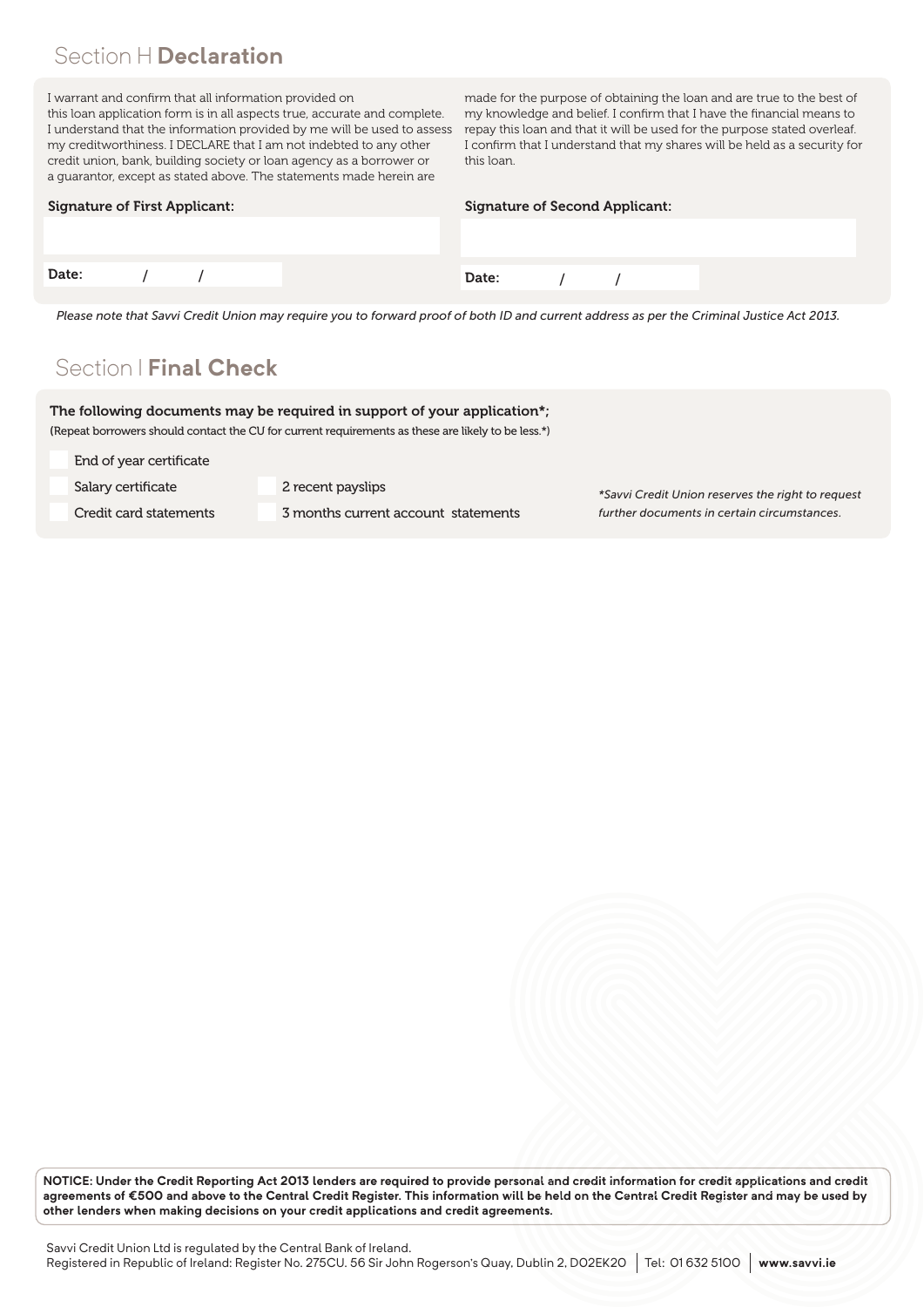## Section H **Declaration**

I warrant and confirm that all information provided on this loan application form is in all aspects true, accurate and complete. I understand that the information provided by me will be used to assess my creditworthiness. I DECLARE that I am not indebted to any other credit union, bank, building society or loan agency as a borrower or a guarantor, except as stated above. The statements made herein are made for the purpose of obtaining the loan and are true to the best of my knowledge and belief. I confirm that I have the financial means to repay this loan and that it will be used for the purpose stated overleaf. I confirm that I understand that my shares will be held as a security for this loan.

**Signature of First Applicant:**

**Date:** / /

**Signature of Second Applicant:**

**Date:** / /

*Please note that Savvi Credit Union may require you to forward proof of both ID and current address as per the Criminal Justice Act 2013.*

## Section I **Final Check**

**The following documents may be required in support of your application\*;**

(Repeat borrowers should contact the CU for current requirements as these are likely to be less.*)

- ☐ End of year certificate
- ☐ Salary certificate
- ☐ 2 recent payslips
- ☐ Credit card statements
- ☐ 3 months current account statements

*\*Savvi Credit Union reserves the right to request further documents in certain circumstances.*

**NOTICE: Under the Credit Reporting Act 2013 lenders are required to provide personal and credit information for credit applications and credit agreements of €500 and above to the Central Credit Register. This information will be held on the Central Credit Register and may be used by other lenders when making decisions on your credit applications and credit agreements.**

Savvi Credit Union Ltd is regulated by the Central Bank of Ireland.
Registered in Republic of Ireland: Register No. 275CU. 56 Sir John Rogerson's Quay, Dublin 2, D02EK20 | Tel: 01 632 5100 | **www.savvi.ie**